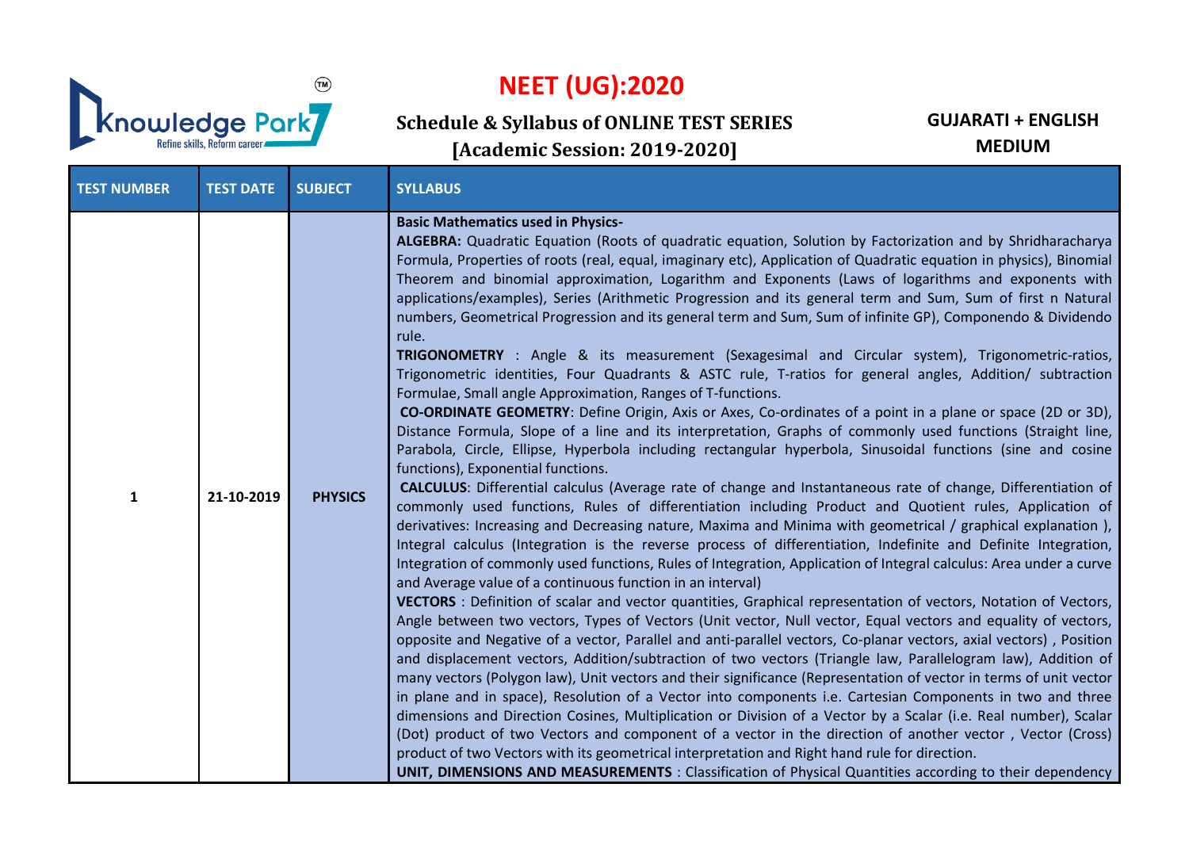# NEET (UG):2020

## Schedule & Syllabus of ONLINE TEST SERIES

## [Academic Session: 2019-2020]

**GUJARATI + ENGLISH MEDIUM**

| TEST NUMBER | TEST DATE | SUBJECT | SYLLABUS |
|---|---|---|---|
| 1 | 21-10-2019 | PHYSICS | **Basic Mathematics used in Physics-**<br>**ALGEBRA:** Quadratic Equation (Roots of quadratic equation, Solution by Factorization and by Shridharacharya Formula, Properties of roots (real, equal, imaginary etc), Application of Quadratic equation in physics), Binomial Theorem and binomial approximation, Logarithm and Exponents (Laws of logarithms and exponents with applications/examples), Series (Arithmetic Progression and its general term and Sum, Sum of first n Natural numbers, Geometrical Progression and its general term and Sum, Sum of infinite GP), Componendo & Dividendo rule.<br>**TRIGONOMETRY** : Angle & its measurement (Sexagesimal and Circular system), Trigonometric-ratios, Trigonometric identities, Four Quadrants & ASTC rule, T-ratios for general angles, Addition/ subtraction Formulae, Small angle Approximation, Ranges of T-functions.<br>**CO-ORDINATE GEOMETRY**: Define Origin, Axis or Axes, Co-ordinates of a point in a plane or space (2D or 3D), Distance Formula, Slope of a line and its interpretation, Graphs of commonly used functions (Straight line, Parabola, Circle, Ellipse, Hyperbola including rectangular hyperbola, Sinusoidal functions (sine and cosine functions), Exponential functions.<br>**CALCULUS**: Differential calculus (Average rate of change and Instantaneous rate of change, Differentiation of commonly used functions, Rules of differentiation including Product and Quotient rules, Application of derivatives: Increasing and Decreasing nature, Maxima and Minima with geometrical / graphical explanation ), Integral calculus (Integration is the reverse process of differentiation, Indefinite and Definite Integration, Integration of commonly used functions, Rules of Integration, Application of Integral calculus: Area under a curve and Average value of a continuous function in an interval)<br>**VECTORS** : Definition of scalar and vector quantities, Graphical representation of vectors, Notation of Vectors, Angle between two vectors, Types of Vectors (Unit vector, Null vector, Equal vectors and equality of vectors, opposite and Negative of a vector, Parallel and anti-parallel vectors, Co-planar vectors, axial vectors) , Position and displacement vectors, Addition/subtraction of two vectors (Triangle law, Parallelogram law), Addition of many vectors (Polygon law), Unit vectors and their significance (Representation of vector in terms of unit vector in plane and in space), Resolution of a Vector into components i.e. Cartesian Components in two and three dimensions and Direction Cosines, Multiplication or Division of a Vector by a Scalar (i.e. Real number), Scalar (Dot) product of two Vectors and component of a vector in the direction of another vector , Vector (Cross) product of two Vectors with its geometrical interpretation and Right hand rule for direction.<br>**UNIT, DIMENSIONS AND MEASUREMENTS** : Classification of Physical Quantities according to their dependency |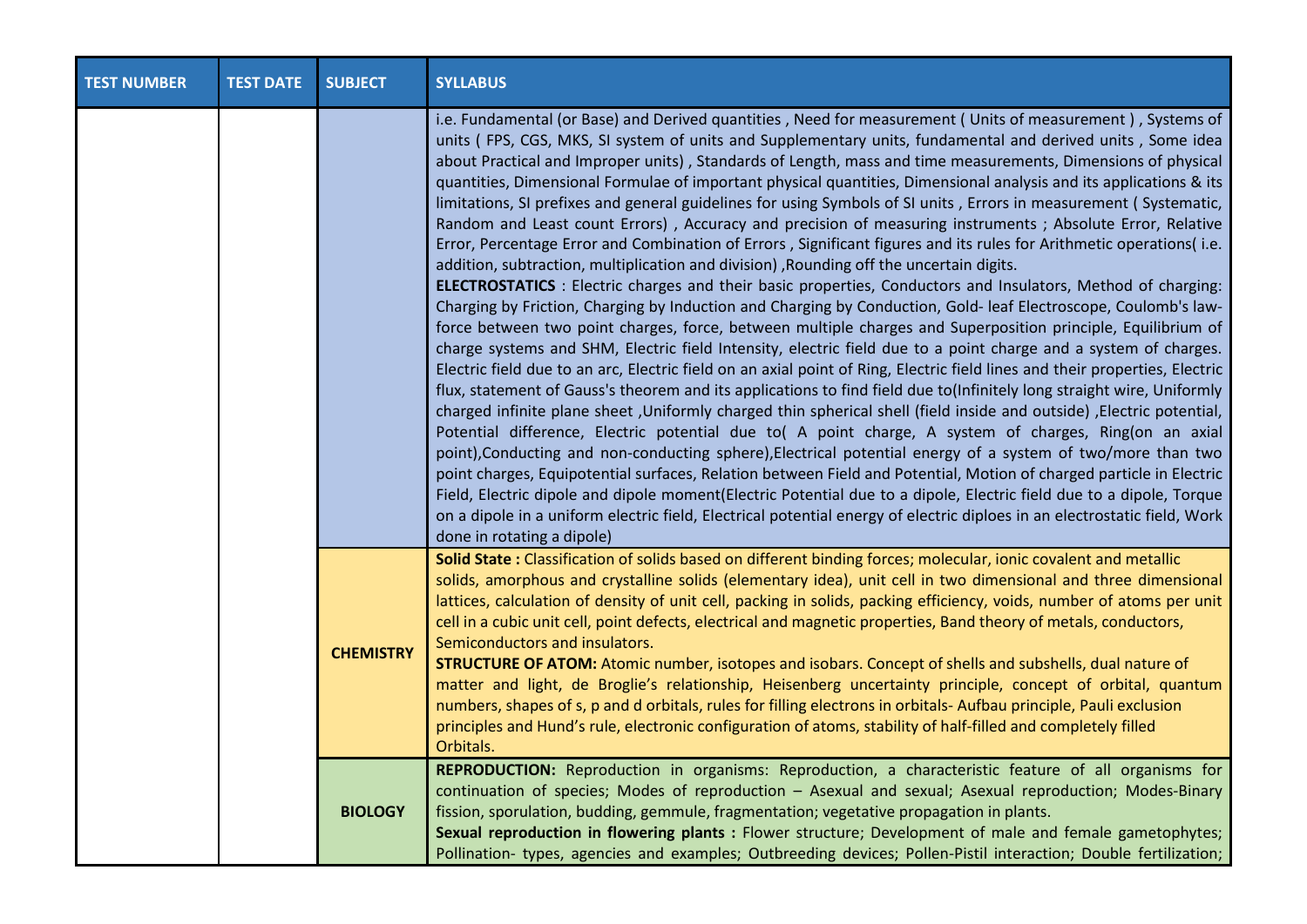| TEST NUMBER | TEST DATE | SUBJECT | SYLLABUS |
|---|---|---|---|
| | | | i.e. Fundamental (or Base) and Derived quantities , Need for measurement ( Units of measurement ) , Systems of units ( FPS, CGS, MKS, SI system of units and Supplementary units, fundamental and derived units , Some idea about Practical and Improper units) , Standards of Length, mass and time measurements, Dimensions of physical quantities, Dimensional Formulae of important physical quantities, Dimensional analysis and its applications & its limitations, SI prefixes and general guidelines for using Symbols of SI units , Errors in measurement ( Systematic, Random and Least count Errors) , Accuracy and precision of measuring instruments ; Absolute Error, Relative Error, Percentage Error and Combination of Errors , Significant figures and its rules for Arithmetic operations( i.e. addition, subtraction, multiplication and division) ,Rounding off the uncertain digits.<br>**ELECTROSTATICS** : Electric charges and their basic properties, Conductors and Insulators, Method of charging: Charging by Friction, Charging by Induction and Charging by Conduction, Gold- leaf Electroscope, Coulomb's law-force between two point charges, force, between multiple charges and Superposition principle, Equilibrium of charge systems and SHM, Electric field Intensity, electric field due to a point charge and a system of charges. Electric field due to an arc, Electric field on an axial point of Ring, Electric field lines and their properties, Electric flux, statement of Gauss's theorem and its applications to find field due to(Infinitely long straight wire, Uniformly charged infinite plane sheet ,Uniformly charged thin spherical shell (field inside and outside) ,Electric potential, Potential difference, Electric potential due to( A point charge, A system of charges, Ring(on an axial point),Conducting and non-conducting sphere),Electrical potential energy of a system of two/more than two point charges, Equipotential surfaces, Relation between Field and Potential, Motion of charged particle in Electric Field, Electric dipole and dipole moment(Electric Potential due to a dipole, Electric field due to a dipole, Torque on a dipole in a uniform electric field, Electrical potential energy of electric diploes in an electrostatic field, Work done in rotating a dipole) |
| | | **CHEMISTRY** | **Solid State :** Classification of solids based on different binding forces; molecular, ionic covalent and metallic solids, amorphous and crystalline solids (elementary idea), unit cell in two dimensional and three dimensional lattices, calculation of density of unit cell, packing in solids, packing efficiency, voids, number of atoms per unit cell in a cubic unit cell, point defects, electrical and magnetic properties, Band theory of metals, conductors, Semiconductors and insulators.<br>**STRUCTURE OF ATOM:** Atomic number, isotopes and isobars. Concept of shells and subshells, dual nature of matter and light, de Broglie's relationship, Heisenberg uncertainty principle, concept of orbital, quantum numbers, shapes of s, p and d orbitals, rules for filling electrons in orbitals- Aufbau principle, Pauli exclusion principles and Hund's rule, electronic configuration of atoms, stability of half-filled and completely filled Orbitals. |
| | | **BIOLOGY** | **REPRODUCTION:** Reproduction in organisms: Reproduction, a characteristic feature of all organisms for continuation of species; Modes of reproduction – Asexual and sexual; Asexual reproduction; Modes-Binary fission, sporulation, budding, gemmule, fragmentation; vegetative propagation in plants.<br>**Sexual reproduction in flowering plants :** Flower structure; Development of male and female gametophytes; Pollination- types, agencies and examples; Outbreeding devices; Pollen-Pistil interaction; Double fertilization; |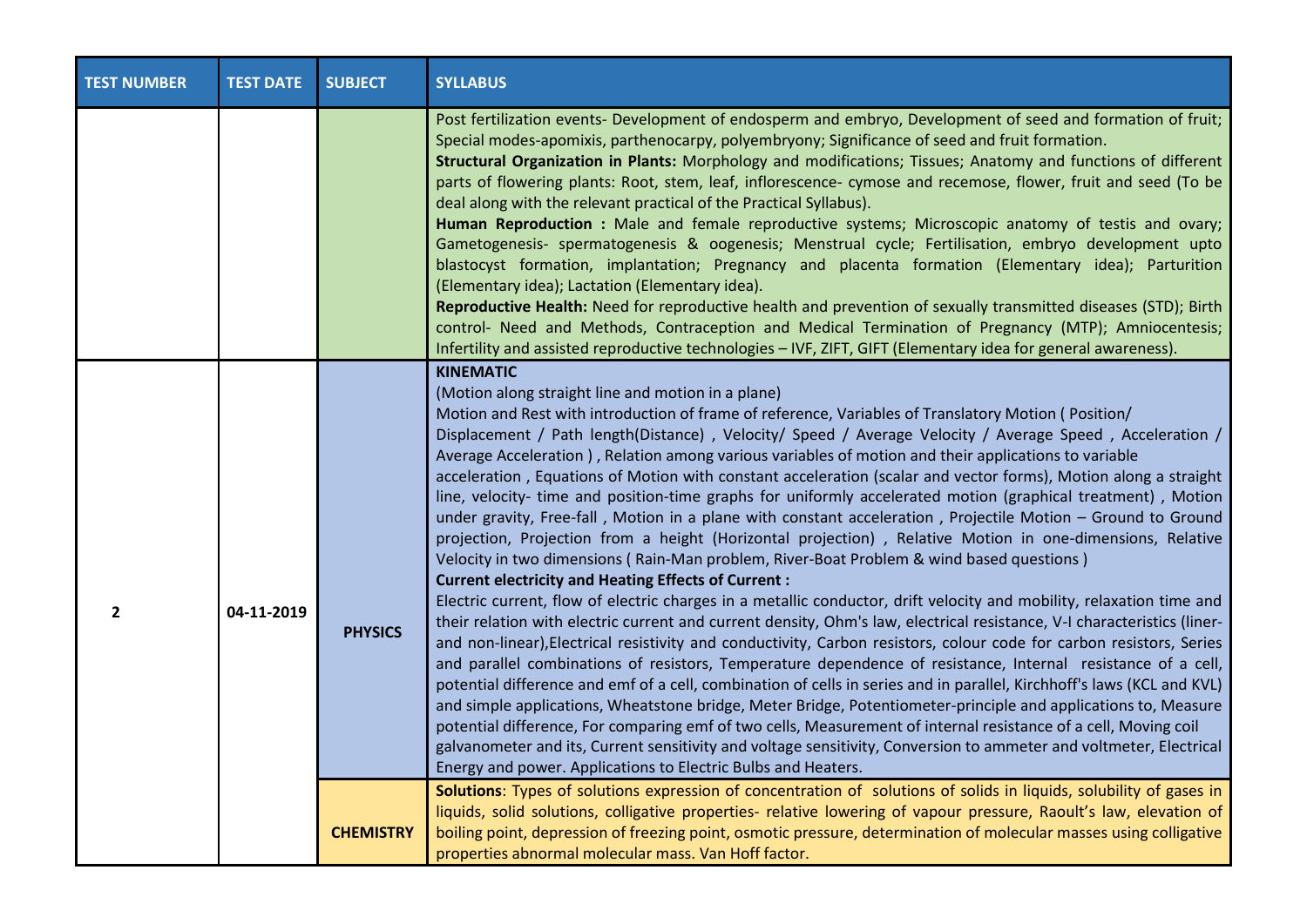| TEST NUMBER | TEST DATE | SUBJECT | SYLLABUS |
|---|---|---|---|
| | | | Post fertilization events- Development of endosperm and embryo, Development of seed and formation of fruit; Special modes-apomixis, parthenocarpy, polyembryony; Significance of seed and fruit formation. **Structural Organization in Plants:** Morphology and modifications; Tissues; Anatomy and functions of different parts of flowering plants: Root, stem, leaf, inflorescence- cymose and recemose, flower, fruit and seed (To be deal along with the relevant practical of the Practical Syllabus). **Human Reproduction :** Male and female reproductive systems; Microscopic anatomy of testis and ovary; Gametogenesis- spermatogenesis & oogenesis; Menstrual cycle; Fertilisation, embryo development upto blastocyst formation, implantation; Pregnancy and placenta formation (Elementary idea); Parturition (Elementary idea); Lactation (Elementary idea). **Reproductive Health:** Need for reproductive health and prevention of sexually transmitted diseases (STD); Birth control- Need and Methods, Contraception and Medical Termination of Pregnancy (MTP); Amniocentesis; Infertility and assisted reproductive technologies – IVF, ZIFT, GIFT (Elementary idea for general awareness). |
| 2 | 04-11-2019 | PHYSICS | **KINEMATIC** (Motion along straight line and motion in a plane) Motion and Rest with introduction of frame of reference, Variables of Translatory Motion ( Position/ Displacement / Path length(Distance) , Velocity/ Speed / Average Velocity / Average Speed , Acceleration / Average Acceleration ) , Relation among various variables of motion and their applications to variable acceleration , Equations of Motion with constant acceleration (scalar and vector forms), Motion along a straight line, velocity- time and position-time graphs for uniformly accelerated motion (graphical treatment) , Motion under gravity, Free-fall , Motion in a plane with constant acceleration , Projectile Motion – Ground to Ground projection, Projection from a height (Horizontal projection) , Relative Motion in one-dimensions, Relative Velocity in two dimensions ( Rain-Man problem, River-Boat Problem & wind based questions ) **Current electricity and Heating Effects of Current :** Electric current, flow of electric charges in a metallic conductor, drift velocity and mobility, relaxation time and their relation with electric current and current density, Ohm's law, electrical resistance, V-I characteristics (liner- and non-linear),Electrical resistivity and conductivity, Carbon resistors, colour code for carbon resistors, Series and parallel combinations of resistors, Temperature dependence of resistance, Internal resistance of a cell, potential difference and emf of a cell, combination of cells in series and in parallel, Kirchhoff's laws (KCL and KVL) and simple applications, Wheatstone bridge, Meter Bridge, Potentiometer-principle and applications to, Measure potential difference, For comparing emf of two cells, Measurement of internal resistance of a cell, Moving coil galvanometer and its, Current sensitivity and voltage sensitivity, Conversion to ammeter and voltmeter, Electrical Energy and power. Applications to Electric Bulbs and Heaters. |
| | | CHEMISTRY | **Solutions**: Types of solutions expression of concentration of solutions of solids in liquids, solubility of gases in liquids, solid solutions, colligative properties- relative lowering of vapour pressure, Raoult's law, elevation of boiling point, depression of freezing point, osmotic pressure, determination of molecular masses using colligative properties abnormal molecular mass. Van Hoff factor. |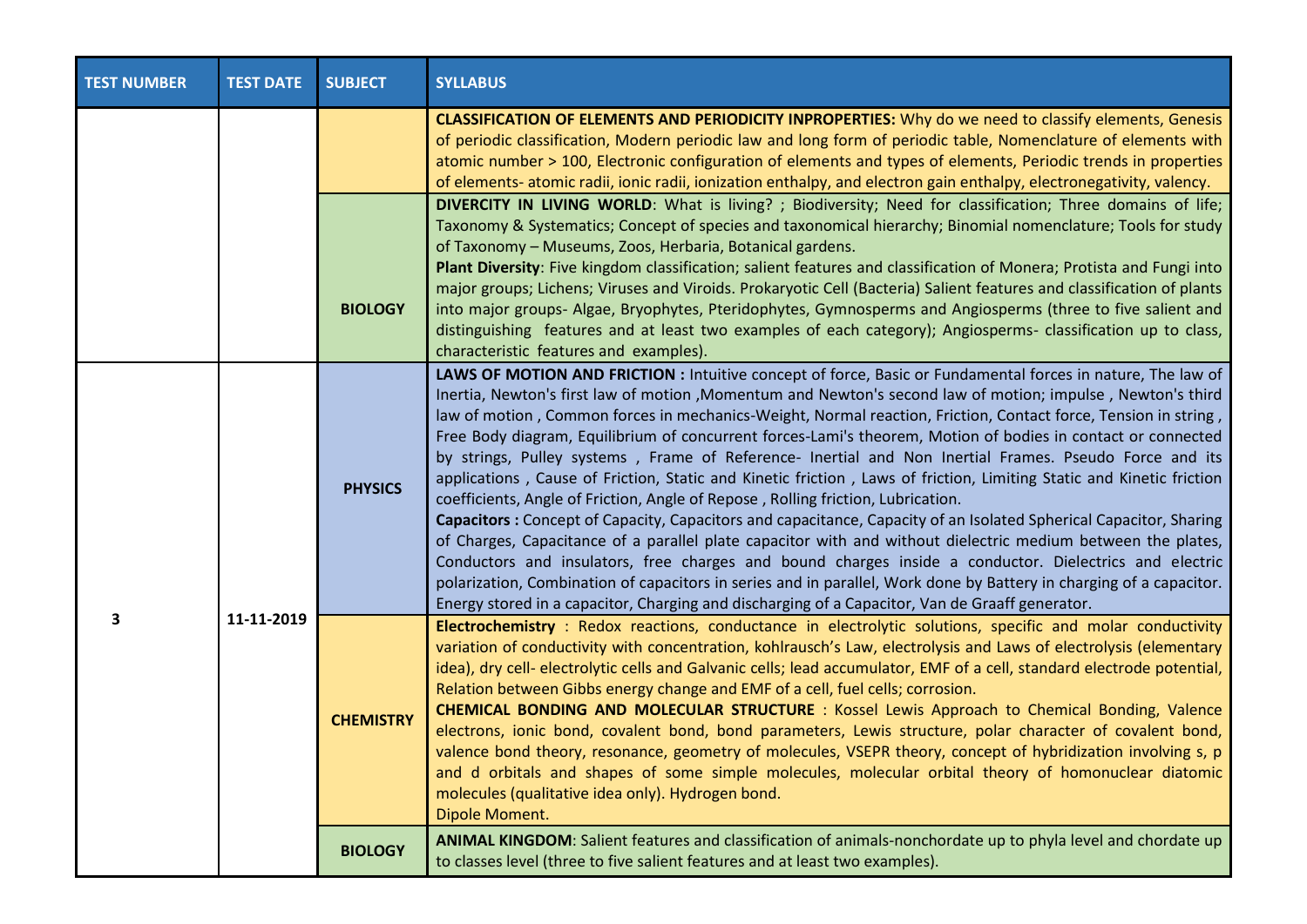| TEST NUMBER | TEST DATE | SUBJECT | SYLLABUS |
|---|---|---|---|
| | | | **CLASSIFICATION OF ELEMENTS AND PERIODICITY INPROPERTIES:** Why do we need to classify elements, Genesis of periodic classification, Modern periodic law and long form of periodic table, Nomenclature of elements with atomic number > 100, Electronic configuration of elements and types of elements, Periodic trends in properties of elements- atomic radii, ionic radii, ionization enthalpy, and electron gain enthalpy, electronegativity, valency. |
| | | **BIOLOGY** | **DIVERCITY IN LIVING WORLD**: What is living? ; Biodiversity; Need for classification; Three domains of life; Taxonomy & Systematics; Concept of species and taxonomical hierarchy; Binomial nomenclature; Tools for study of Taxonomy – Museums, Zoos, Herbaria, Botanical gardens. **Plant Diversity**: Five kingdom classification; salient features and classification of Monera; Protista and Fungi into major groups; Lichens; Viruses and Viroids. Prokaryotic Cell (Bacteria) Salient features and classification of plants into major groups- Algae, Bryophytes, Pteridophytes, Gymnosperms and Angiosperms (three to five salient and distinguishing features and at least two examples of each category); Angiosperms- classification up to class, characteristic features and examples). |
| 3 | 11-11-2019 | **PHYSICS** | **LAWS OF MOTION AND FRICTION :** Intuitive concept of force, Basic or Fundamental forces in nature, The law of Inertia, Newton's first law of motion ,Momentum and Newton's second law of motion; impulse , Newton's third law of motion , Common forces in mechanics-Weight, Normal reaction, Friction, Contact force, Tension in string , Free Body diagram, Equilibrium of concurrent forces-Lami's theorem, Motion of bodies in contact or connected by strings, Pulley systems , Frame of Reference- Inertial and Non Inertial Frames. Pseudo Force and its applications , Cause of Friction, Static and Kinetic friction , Laws of friction, Limiting Static and Kinetic friction coefficients, Angle of Friction, Angle of Repose , Rolling friction, Lubrication. **Capacitors :** Concept of Capacity, Capacitors and capacitance, Capacity of an Isolated Spherical Capacitor, Sharing of Charges, Capacitance of a parallel plate capacitor with and without dielectric medium between the plates, Conductors and insulators, free charges and bound charges inside a conductor. Dielectrics and electric polarization, Combination of capacitors in series and in parallel, Work done by Battery in charging of a capacitor. Energy stored in a capacitor, Charging and discharging of a Capacitor, Van de Graaff generator. |
| | | **CHEMISTRY** | **Electrochemistry** : Redox reactions, conductance in electrolytic solutions, specific and molar conductivity variation of conductivity with concentration, kohlrausch's Law, electrolysis and Laws of electrolysis (elementary idea), dry cell- electrolytic cells and Galvanic cells; lead accumulator, EMF of a cell, standard electrode potential, Relation between Gibbs energy change and EMF of a cell, fuel cells; corrosion. **CHEMICAL BONDING AND MOLECULAR STRUCTURE** : Kossel Lewis Approach to Chemical Bonding, Valence electrons, ionic bond, covalent bond, bond parameters, Lewis structure, polar character of covalent bond, valence bond theory, resonance, geometry of molecules, VSEPR theory, concept of hybridization involving s, p and d orbitals and shapes of some simple molecules, molecular orbital theory of homonuclear diatomic molecules (qualitative idea only). Hydrogen bond. Dipole Moment. |
| | | **BIOLOGY** | **ANIMAL KINGDOM**: Salient features and classification of animals-nonchordate up to phyla level and chordate up to classes level (three to five salient features and at least two examples). |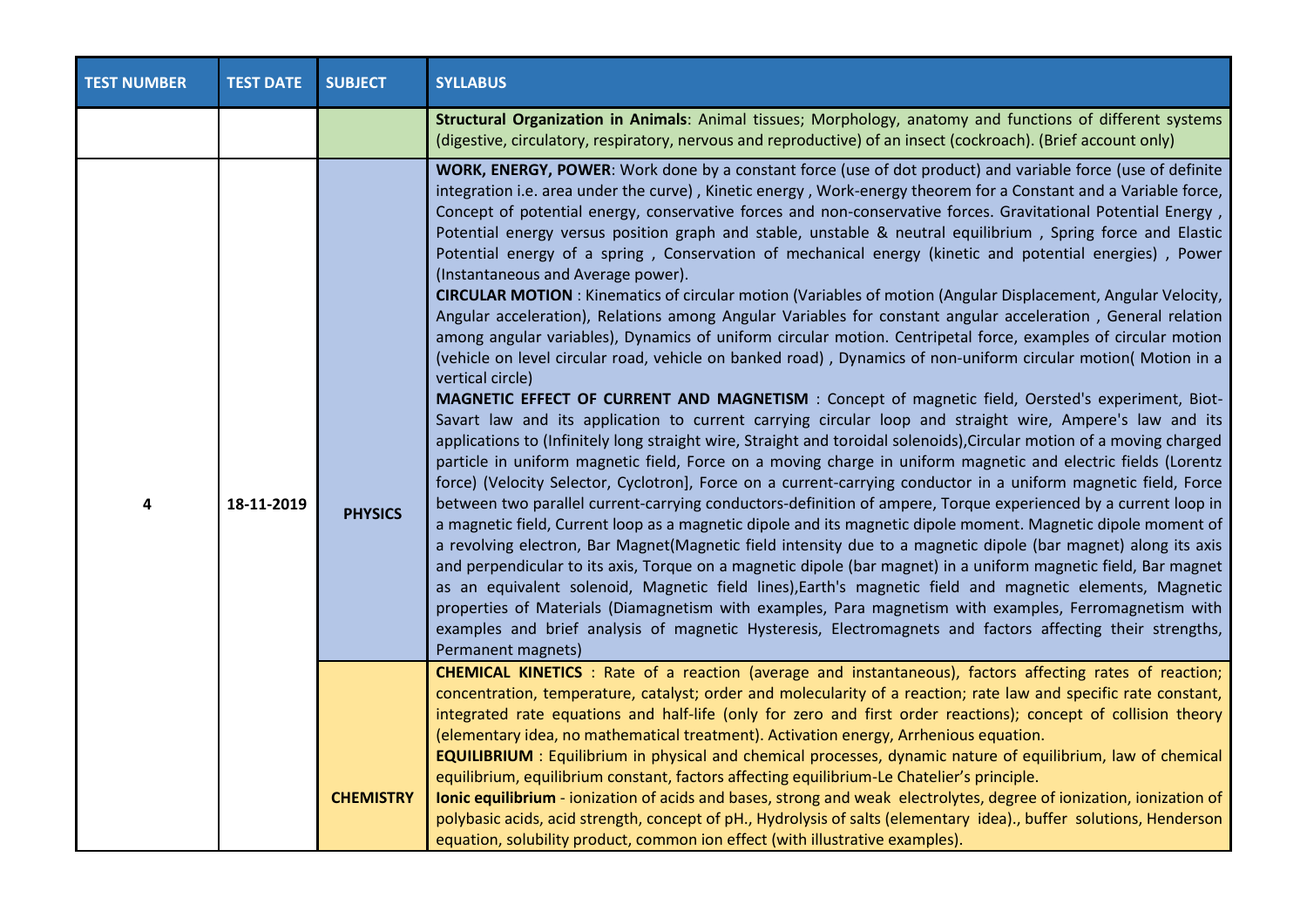| TEST NUMBER | TEST DATE | SUBJECT | SYLLABUS |
|---|---|---|---|
| | | | **Structural Organization in Animals**: Animal tissues; Morphology, anatomy and functions of different systems (digestive, circulatory, respiratory, nervous and reproductive) of an insect (cockroach). (Brief account only) |
| 4 | 18-11-2019 | PHYSICS | **WORK, ENERGY, POWER**: Work done by a constant force (use of dot product) and variable force (use of definite integration i.e. area under the curve) , Kinetic energy , Work-energy theorem for a Constant and a Variable force, Concept of potential energy, conservative forces and non-conservative forces. Gravitational Potential Energy , Potential energy versus position graph and stable, unstable & neutral equilibrium , Spring force and Elastic Potential energy of a spring , Conservation of mechanical energy (kinetic and potential energies) , Power (Instantaneous and Average power).<br>**CIRCULAR MOTION** : Kinematics of circular motion (Variables of motion (Angular Displacement, Angular Velocity, Angular acceleration), Relations among Angular Variables for constant angular acceleration , General relation among angular variables), Dynamics of uniform circular motion. Centripetal force, examples of circular motion (vehicle on level circular road, vehicle on banked road) , Dynamics of non-uniform circular motion( Motion in a vertical circle)<br>**MAGNETIC EFFECT OF CURRENT AND MAGNETISM** : Concept of magnetic field, Oersted's experiment, Biot-Savart law and its application to current carrying circular loop and straight wire, Ampere's law and its applications to (Infinitely long straight wire, Straight and toroidal solenoids),Circular motion of a moving charged particle in uniform magnetic field, Force on a moving charge in uniform magnetic and electric fields (Lorentz force) (Velocity Selector, Cyclotron], Force on a current-carrying conductor in a uniform magnetic field, Force between two parallel current-carrying conductors-definition of ampere, Torque experienced by a current loop in a magnetic field, Current loop as a magnetic dipole and its magnetic dipole moment. Magnetic dipole moment of a revolving electron, Bar Magnet(Magnetic field intensity due to a magnetic dipole (bar magnet) along its axis and perpendicular to its axis, Torque on a magnetic dipole (bar magnet) in a uniform magnetic field, Bar magnet as an equivalent solenoid, Magnetic field lines),Earth's magnetic field and magnetic elements, Magnetic properties of Materials (Diamagnetism with examples, Para magnetism with examples, Ferromagnetism with examples and brief analysis of magnetic Hysteresis, Electromagnets and factors affecting their strengths, Permanent magnets) |
| | | CHEMISTRY | **CHEMICAL KINETICS** : Rate of a reaction (average and instantaneous), factors affecting rates of reaction; concentration, temperature, catalyst; order and molecularity of a reaction; rate law and specific rate constant, integrated rate equations and half-life (only for zero and first order reactions); concept of collision theory (elementary idea, no mathematical treatment). Activation energy, Arrhenious equation.<br>**EQUILIBRIUM** : Equilibrium in physical and chemical processes, dynamic nature of equilibrium, law of chemical equilibrium, equilibrium constant, factors affecting equilibrium-Le Chatelier's principle.<br>**Ionic equilibrium** - ionization of acids and bases, strong and weak electrolytes, degree of ionization, ionization of polybasic acids, acid strength, concept of pH., Hydrolysis of salts (elementary idea)., buffer solutions, Henderson equation, solubility product, common ion effect (with illustrative examples). |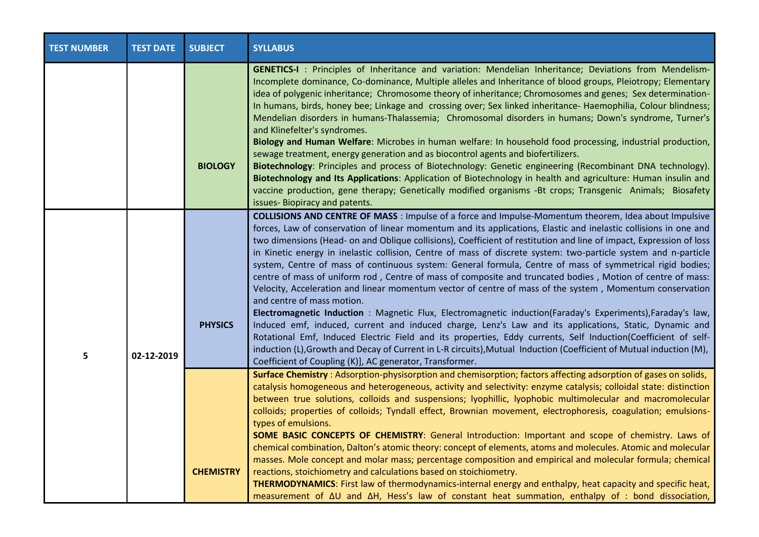| TEST NUMBER | TEST DATE | SUBJECT | SYLLABUS |
| --- | --- | --- | --- |
| | | BIOLOGY | **GENETICS-I** : Principles of Inheritance and variation: Mendelian Inheritance; Deviations from Mendelism- Incomplete dominance, Co-dominance, Multiple alleles and Inheritance of blood groups, Pleiotropy; Elementary idea of polygenic inheritance; Chromosome theory of inheritance; Chromosomes and genes; Sex determination- In humans, birds, honey bee; Linkage and crossing over; Sex linked inheritance- Haemophilia, Colour blindness; Mendelian disorders in humans-Thalassemia; Chromosomal disorders in humans; Down's syndrome, Turner's and Klinefelter's syndromes.<br>**Biology and Human Welfare**: Microbes in human welfare: In household food processing, industrial production, sewage treatment, energy generation and as biocontrol agents and biofertilizers.<br>**Biotechnology**: Principles and process of Biotechnology: Genetic engineering (Recombinant DNA technology).<br>**Biotechnology and Its Applications**: Application of Biotechnology in health and agriculture: Human insulin and vaccine production, gene therapy; Genetically modified organisms -Bt crops; Transgenic Animals; Biosafety issues- Biopiracy and patents. |
| 5 | 02-12-2019 | PHYSICS | **COLLISIONS AND CENTRE OF MASS** : Impulse of a force and Impulse-Momentum theorem, Idea about Impulsive forces, Law of conservation of linear momentum and its applications, Elastic and inelastic collisions in one and two dimensions (Head- on and Oblique collisions), Coefficient of restitution and line of impact, Expression of loss in Kinetic energy in inelastic collision, Centre of mass of discrete system: two-particle system and n-particle system, Centre of mass of continuous system: General formula, Centre of mass of symmetrical rigid bodies; centre of mass of uniform rod , Centre of mass of composite and truncated bodies , Motion of centre of mass: Velocity, Acceleration and linear momentum vector of centre of mass of the system , Momentum conservation and centre of mass motion.<br>**Electromagnetic Induction** : Magnetic Flux, Electromagnetic induction(Faraday's Experiments),Faraday's law, Induced emf, induced, current and induced charge, Lenz's Law and its applications, Static, Dynamic and Rotational Emf, Induced Electric Field and its properties, Eddy currents, Self Induction(Coefficient of self-induction (L),Growth and Decay of Current in L-R circuits),Mutual Induction (Coefficient of Mutual induction (M), Coefficient of Coupling (K)], AC generator, Transformer. |
| | | CHEMISTRY | **Surface Chemistry** : Adsorption-physisorption and chemisorption; factors affecting adsorption of gases on solids, catalysis homogeneous and heterogeneous, activity and selectivity: enzyme catalysis; colloidal state: distinction between true solutions, colloids and suspensions; lyophillic, lyophobic multimolecular and macromolecular colloids; properties of colloids; Tyndall effect, Brownian movement, electrophoresis, coagulation; emulsions- types of emulsions.<br>**SOME BASIC CONCEPTS OF CHEMISTRY**: General Introduction: Important and scope of chemistry. Laws of chemical combination, Dalton's atomic theory: concept of elements, atoms and molecules. Atomic and molecular masses. Mole concept and molar mass; percentage composition and empirical and molecular formula; chemical reactions, stoichiometry and calculations based on stoichiometry.<br>**THERMODYNAMICS**: First law of thermodynamics-internal energy and enthalpy, heat capacity and specific heat, measurement of $\Delta U$ and $\Delta H$, Hess's law of constant heat summation, enthalpy of : bond dissociation, |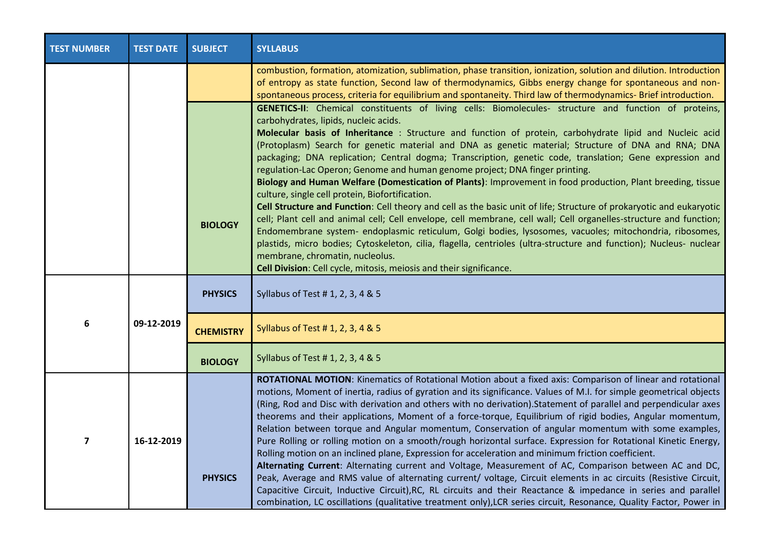| TEST NUMBER | TEST DATE | SUBJECT | SYLLABUS |
|---|---|---|---|
| | | | combustion, formation, atomization, sublimation, phase transition, ionization, solution and dilution. Introduction of entropy as state function, Second law of thermodynamics, Gibbs energy change for spontaneous and non-spontaneous process, criteria for equilibrium and spontaneity. Third law of thermodynamics- Brief introduction. |
| | | **BIOLOGY** | **GENETICS-II**: Chemical constituents of living cells: Biomolecules- structure and function of proteins, carbohydrates, lipids, nucleic acids. **Molecular basis of Inheritance** : Structure and function of protein, carbohydrate lipid and Nucleic acid (Protoplasm) Search for genetic material and DNA as genetic material; Structure of DNA and RNA; DNA packaging; DNA replication; Central dogma; Transcription, genetic code, translation; Gene expression and regulation-Lac Operon; Genome and human genome project; DNA finger printing. **Biology and Human Welfare (Domestication of Plants)**: Improvement in food production, Plant breeding, tissue culture, single cell protein, Biofortification. **Cell Structure and Function**: Cell theory and cell as the basic unit of life; Structure of prokaryotic and eukaryotic cell; Plant cell and animal cell; Cell envelope, cell membrane, cell wall; Cell organelles-structure and function; Endomembrane system- endoplasmic reticulum, Golgi bodies, lysosomes, vacuoles; mitochondria, ribosomes, plastids, micro bodies; Cytoskeleton, cilia, flagella, centrioles (ultra-structure and function); Nucleus- nuclear membrane, chromatin, nucleolus. **Cell Division**: Cell cycle, mitosis, meiosis and their significance. |
| **6** | **09-12-2019** | **PHYSICS** | Syllabus of Test # 1, 2, 3, 4 & 5 |
| | | **CHEMISTRY** | Syllabus of Test # 1, 2, 3, 4 & 5 |
| | | **BIOLOGY** | Syllabus of Test # 1, 2, 3, 4 & 5 |
| **7** | **16-12-2019** | **PHYSICS** | **ROTATIONAL MOTION**: Kinematics of Rotational Motion about a fixed axis: Comparison of linear and rotational motions, Moment of inertia, radius of gyration and its significance. Values of M.I. for simple geometrical objects (Ring, Rod and Disc with derivation and others with no derivation).Statement of parallel and perpendicular axes theorems and their applications, Moment of a force-torque, Equilibrium of rigid bodies, Angular momentum, Relation between torque and Angular momentum, Conservation of angular momentum with some examples, Pure Rolling or rolling motion on a smooth/rough horizontal surface. Expression for Rotational Kinetic Energy, Rolling motion on an inclined plane, Expression for acceleration and minimum friction coefficient. **Alternating Current**: Alternating current and Voltage, Measurement of AC, Comparison between AC and DC, Peak, Average and RMS value of alternating current/ voltage, Circuit elements in ac circuits (Resistive Circuit, Capacitive Circuit, Inductive Circuit),RC, RL circuits and their Reactance & impedance in series and parallel combination, LC oscillations (qualitative treatment only),LCR series circuit, Resonance, Quality Factor, Power in |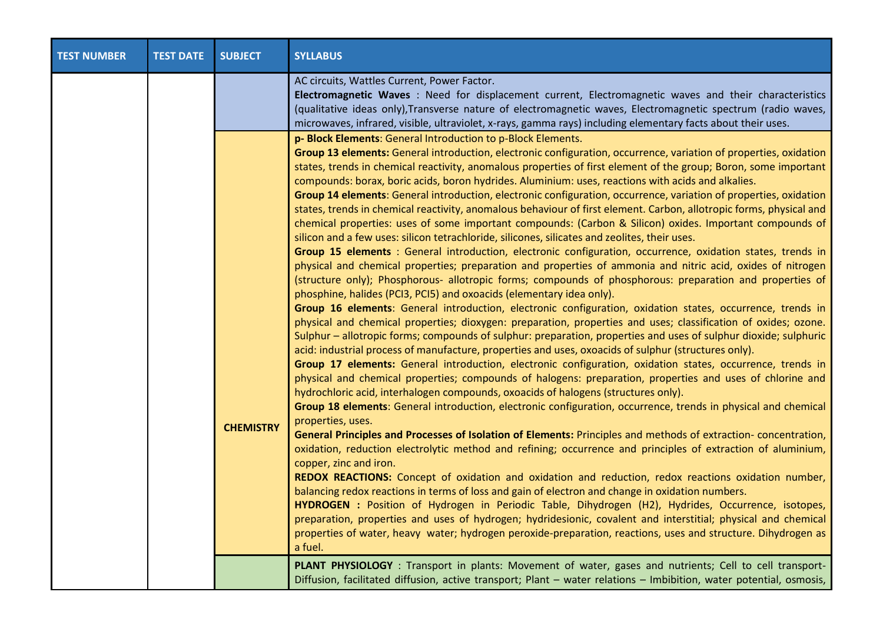| TEST NUMBER | TEST DATE | SUBJECT | SYLLABUS |
| --- | --- | --- | --- |
| | | | AC circuits, Wattles Current, Power Factor. **Electromagnetic Waves** : Need for displacement current, Electromagnetic waves and their characteristics (qualitative ideas only),Transverse nature of electromagnetic waves, Electromagnetic spectrum (radio waves, microwaves, infrared, visible, ultraviolet, x-rays, gamma rays) including elementary facts about their uses. |
| | | **CHEMISTRY** | **p- Block Elements**: General Introduction to p-Block Elements. **Group 13 elements:** General introduction, electronic configuration, occurrence, variation of properties, oxidation states, trends in chemical reactivity, anomalous properties of first element of the group; Boron, some important compounds: borax, boric acids, boron hydrides. Aluminium: uses, reactions with acids and alkalies. **Group 14 elements**: General introduction, electronic configuration, occurrence, variation of properties, oxidation states, trends in chemical reactivity, anomalous behaviour of first element. Carbon, allotropic forms, physical and chemical properties: uses of some important compounds: (Carbon & Silicon) oxides. Important compounds of silicon and a few uses: silicon tetrachloride, silicones, silicates and zeolites, their uses. **Group 15 elements** : General introduction, electronic configuration, occurrence, oxidation states, trends in physical and chemical properties; preparation and properties of ammonia and nitric acid, oxides of nitrogen (structure only); Phosphorous- allotropic forms; compounds of phosphorous: preparation and properties of phosphine, halides ($PCl_3$, $PCl_5$) and oxoacids (elementary idea only). **Group 16 elements**: General introduction, electronic configuration, oxidation states, occurrence, trends in physical and chemical properties; dioxygen: preparation, properties and uses; classification of oxides; ozone. Sulphur – allotropic forms; compounds of sulphur: preparation, properties and uses of sulphur dioxide; sulphuric acid: industrial process of manufacture, properties and uses, oxoacids of sulphur (structures only). **Group 17 elements:** General introduction, electronic configuration, oxidation states, occurrence, trends in physical and chemical properties; compounds of halogens: preparation, properties and uses of chlorine and hydrochloric acid, interhalogen compounds, oxoacids of halogens (structures only). **Group 18 elements**: General introduction, electronic configuration, occurrence, trends in physical and chemical properties, uses. **General Principles and Processes of Isolation of Elements:** Principles and methods of extraction- concentration, oxidation, reduction electrolytic method and refining; occurrence and principles of extraction of aluminium, copper, zinc and iron. **REDOX REACTIONS:** Concept of oxidation and oxidation and reduction, redox reactions oxidation number, balancing redox reactions in terms of loss and gain of electron and change in oxidation numbers. **HYDROGEN :** Position of Hydrogen in Periodic Table, Dihydrogen ($H_2$), Hydrides, Occurrence, isotopes, preparation, properties and uses of hydrogen; hydridesionic, covalent and interstitial; physical and chemical properties of water, heavy water; hydrogen peroxide-preparation, reactions, uses and structure. Dihydrogen as a fuel. |
| | | | **PLANT PHYSIOLOGY** : Transport in plants: Movement of water, gases and nutrients; Cell to cell transport- Diffusion, facilitated diffusion, active transport; Plant – water relations – Imbibition, water potential, osmosis, |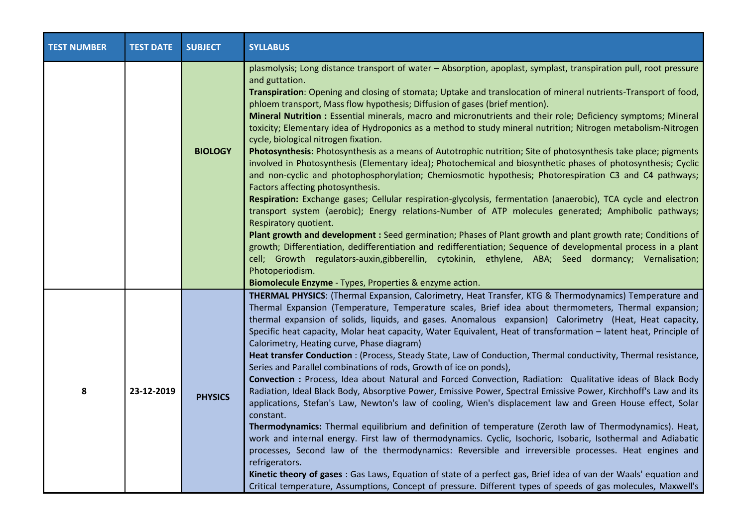| TEST NUMBER | TEST DATE | SUBJECT | SYLLABUS |
|---|---|---|---|
| | | BIOLOGY | plasmolysis; Long distance transport of water – Absorption, apoplast, symplast, transpiration pull, root pressure and guttation.<br>**Transpiration**: Opening and closing of stomata; Uptake and translocation of mineral nutrients-Transport of food, phloem transport, Mass flow hypothesis; Diffusion of gases (brief mention).<br>**Mineral Nutrition :** Essential minerals, macro and micronutrients and their role; Deficiency symptoms; Mineral toxicity; Elementary idea of Hydroponics as a method to study mineral nutrition; Nitrogen metabolism-Nitrogen cycle, biological nitrogen fixation.<br>**Photosynthesis:** Photosynthesis as a means of Autotrophic nutrition; Site of photosynthesis take place; pigments involved in Photosynthesis (Elementary idea); Photochemical and biosynthetic phases of photosynthesis; Cyclic and non-cyclic and photophosphorylation; Chemiosmotic hypothesis; Photorespiration C3 and C4 pathways; Factors affecting photosynthesis.<br>**Respiration:** Exchange gases; Cellular respiration-glycolysis, fermentation (anaerobic), TCA cycle and electron transport system (aerobic); Energy relations-Number of ATP molecules generated; Amphibolic pathways; Respiratory quotient.<br>**Plant growth and development :** Seed germination; Phases of Plant growth and plant growth rate; Conditions of growth; Differentiation, dedifferentiation and redifferentiation; Sequence of developmental process in a plant cell; Growth regulators-auxin,gibberellin, cytokinin, ethylene, ABA; Seed dormancy; Vernalisation; Photoperiodism.<br>**Biomolecule Enzyme** - Types, Properties & enzyme action. |
| 8 | 23-12-2019 | PHYSICS | **THERMAL PHYSICS**: (Thermal Expansion, Calorimetry, Heat Transfer, KTG & Thermodynamics) Temperature and Thermal Expansion (Temperature, Temperature scales, Brief idea about thermometers, Thermal expansion; thermal expansion of solids, liquids, and gases. Anomalous expansion) Calorimetry (Heat, Heat capacity, Specific heat capacity, Molar heat capacity, Water Equivalent, Heat of transformation – latent heat, Principle of Calorimetry, Heating curve, Phase diagram)<br>**Heat transfer Conduction** : (Process, Steady State, Law of Conduction, Thermal conductivity, Thermal resistance, Series and Parallel combinations of rods, Growth of ice on ponds),<br>**Convection :** Process, Idea about Natural and Forced Convection, Radiation: Qualitative ideas of Black Body Radiation, Ideal Black Body, Absorptive Power, Emissive Power, Spectral Emissive Power, Kirchhoff's Law and its applications, Stefan's Law, Newton's law of cooling, Wien's displacement law and Green House effect, Solar constant.<br>**Thermodynamics:** Thermal equilibrium and definition of temperature (Zeroth law of Thermodynamics). Heat, work and internal energy. First law of thermodynamics. Cyclic, Isochoric, Isobaric, Isothermal and Adiabatic processes, Second law of the thermodynamics: Reversible and irreversible processes. Heat engines and refrigerators.<br>**Kinetic theory of gases** : Gas Laws, Equation of state of a perfect gas, Brief idea of van der Waals' equation and Critical temperature, Assumptions, Concept of pressure. Different types of speeds of gas molecules, Maxwell's |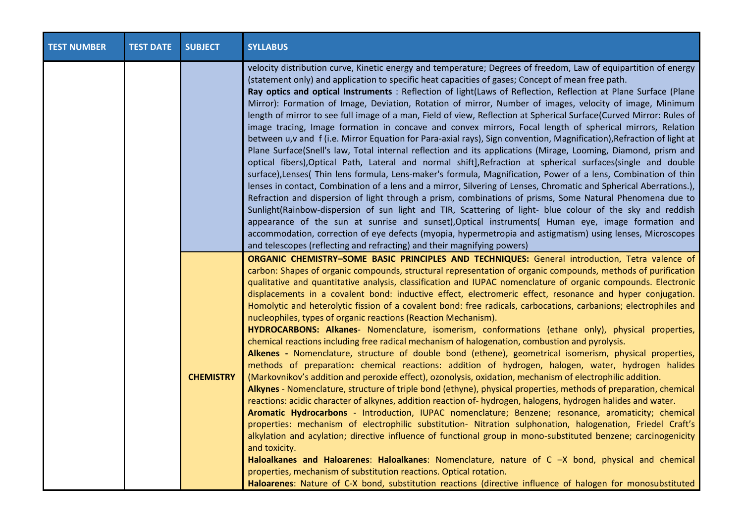| TEST NUMBER | TEST DATE | SUBJECT | SYLLABUS |
|---|---|---|---|
| | | | velocity distribution curve, Kinetic energy and temperature; Degrees of freedom, Law of equipartition of energy (statement only) and application to specific heat capacities of gases; Concept of mean free path.<br>**Ray optics and optical Instruments** : Reflection of light(Laws of Reflection, Reflection at Plane Surface (Plane Mirror): Formation of Image, Deviation, Rotation of mirror, Number of images, velocity of image, Minimum length of mirror to see full image of a man, Field of view, Reflection at Spherical Surface(Curved Mirror: Rules of image tracing, Image formation in concave and convex mirrors, Focal length of spherical mirrors, Relation between u,v and f (i.e. Mirror Equation for Para-axial rays), Sign convention, Magnification),Refraction of light at Plane Surface(Snell's law, Total internal reflection and its applications (Mirage, Looming, Diamond, prism and optical fibers),Optical Path, Lateral and normal shift],Refraction at spherical surfaces(single and double surface),Lenses( Thin lens formula, Lens-maker's formula, Magnification, Power of a lens, Combination of thin lenses in contact, Combination of a lens and a mirror, Silvering of Lenses, Chromatic and Spherical Aberrations.), Refraction and dispersion of light through a prism, combinations of prisms, Some Natural Phenomena due to Sunlight(Rainbow-dispersion of sun light and TIR, Scattering of light- blue colour of the sky and reddish appearance of the sun at sunrise and sunset),Optical instruments( Human eye, image formation and accommodation, correction of eye defects (myopia, hypermetropia and astigmatism) using lenses, Microscopes and telescopes (reflecting and refracting) and their magnifying powers) |
| | | **CHEMISTRY** | **ORGANIC CHEMISTRY–SOME BASIC PRINCIPLES AND TECHNIQUES:** General introduction, Tetra valence of carbon: Shapes of organic compounds, structural representation of organic compounds, methods of purification qualitative and quantitative analysis, classification and IUPAC nomenclature of organic compounds. Electronic displacements in a covalent bond: inductive effect, electromeric effect, resonance and hyper conjugation. Homolytic and heterolytic fission of a covalent bond: free radicals, carbocations, carbanions; electrophiles and nucleophiles, types of organic reactions (Reaction Mechanism).<br>**HYDROCARBONS: Alkanes**- Nomenclature, isomerism, conformations (ethane only), physical properties, chemical reactions including free radical mechanism of halogenation, combustion and pyrolysis.<br>**Alkenes -** Nomenclature, structure of double bond (ethene), geometrical isomerism, physical properties, methods of preparation**:** chemical reactions: addition of hydrogen, halogen, water, hydrogen halides (Markovnikov's addition and peroxide effect), ozonolysis, oxidation, mechanism of electrophilic addition.<br>**Alkynes** - Nomenclature, structure of triple bond (ethyne), physical properties, methods of preparation, chemical reactions: acidic character of alkynes, addition reaction of- hydrogen, halogens, hydrogen halides and water.<br>**Aromatic Hydrocarbons** - Introduction, IUPAC nomenclature; Benzene; resonance, aromaticity; chemical properties: mechanism of electrophilic substitution- Nitration sulphonation, halogenation, Friedel Craft's alkylation and acylation; directive influence of functional group in mono-substituted benzene; carcinogenicity and toxicity.<br>**Haloalkanes and Haloarenes**: **Haloalkanes**: Nomenclature, nature of C –X bond, physical and chemical properties, mechanism of substitution reactions. Optical rotation.<br>**Haloarenes**: Nature of C-X bond, substitution reactions (directive influence of halogen for monosubstituted |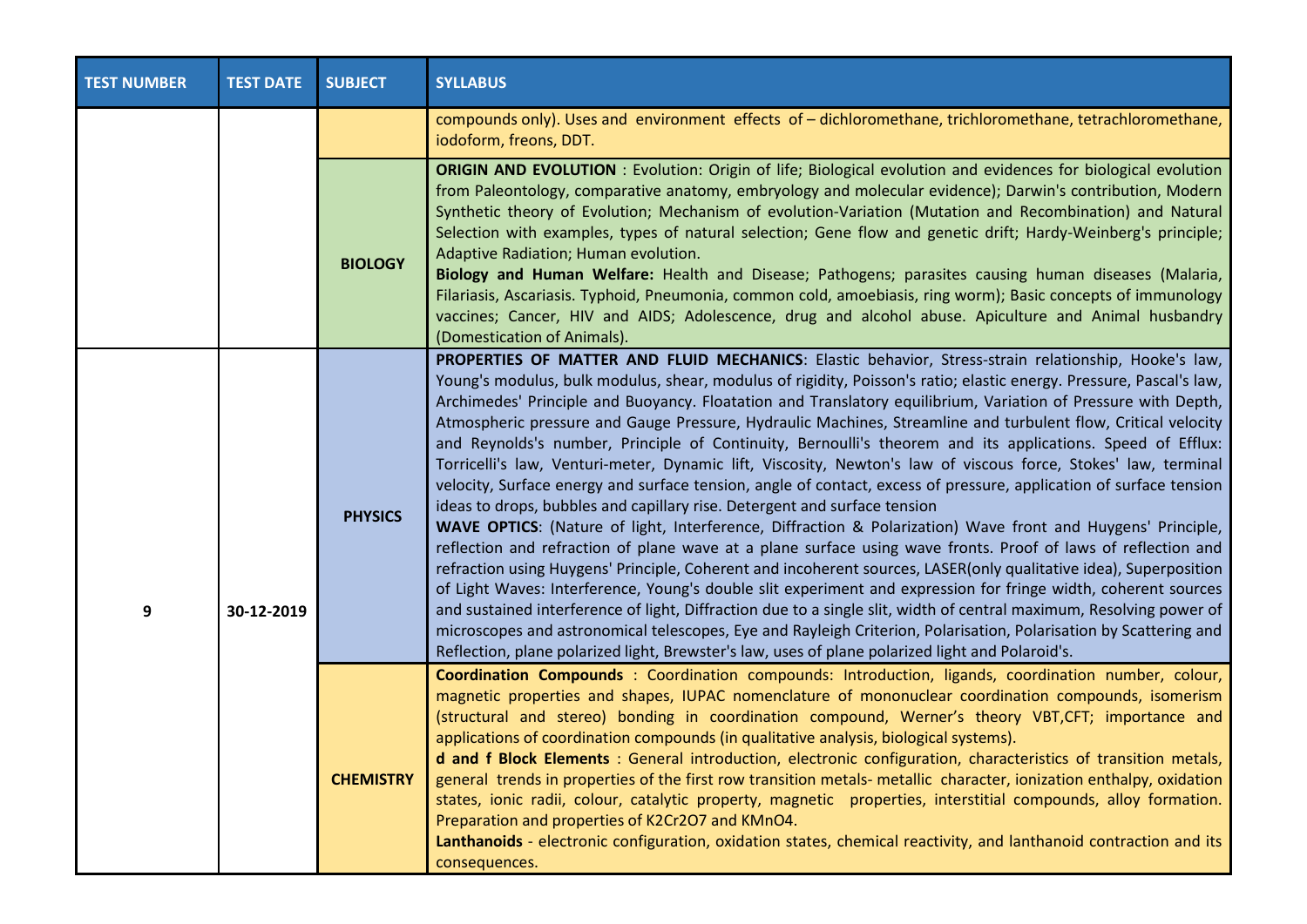| TEST NUMBER | TEST DATE | SUBJECT | SYLLABUS |
|---|---|---|---|
| | | | compounds only). Uses and environment effects of – dichloromethane, trichloromethane, tetrachloromethane, iodoform, freons, DDT. |
| | | BIOLOGY | **ORIGIN AND EVOLUTION** : Evolution: Origin of life; Biological evolution and evidences for biological evolution from Paleontology, comparative anatomy, embryology and molecular evidence); Darwin's contribution, Modern Synthetic theory of Evolution; Mechanism of evolution-Variation (Mutation and Recombination) and Natural Selection with examples, types of natural selection; Gene flow and genetic drift; Hardy-Weinberg's principle; Adaptive Radiation; Human evolution. **Biology and Human Welfare:** Health and Disease; Pathogens; parasites causing human diseases (Malaria, Filariasis, Ascariasis. Typhoid, Pneumonia, common cold, amoebiasis, ring worm); Basic concepts of immunology vaccines; Cancer, HIV and AIDS; Adolescence, drug and alcohol abuse. Apiculture and Animal husbandry (Domestication of Animals). |
| 9 | 30-12-2019 | PHYSICS | **PROPERTIES OF MATTER AND FLUID MECHANICS**: Elastic behavior, Stress-strain relationship, Hooke's law, Young's modulus, bulk modulus, shear, modulus of rigidity, Poisson's ratio; elastic energy. Pressure, Pascal's law, Archimedes' Principle and Buoyancy. Floatation and Translatory equilibrium, Variation of Pressure with Depth, Atmospheric pressure and Gauge Pressure, Hydraulic Machines, Streamline and turbulent flow, Critical velocity and Reynolds's number, Principle of Continuity, Bernoulli's theorem and its applications. Speed of Efflux: Torricelli's law, Venturi-meter, Dynamic lift, Viscosity, Newton's law of viscous force, Stokes' law, terminal velocity, Surface energy and surface tension, angle of contact, excess of pressure, application of surface tension ideas to drops, bubbles and capillary rise. Detergent and surface tension **WAVE OPTICS**: (Nature of light, Interference, Diffraction & Polarization) Wave front and Huygens' Principle, reflection and refraction of plane wave at a plane surface using wave fronts. Proof of laws of reflection and refraction using Huygens' Principle, Coherent and incoherent sources, LASER(only qualitative idea), Superposition of Light Waves: Interference, Young's double slit experiment and expression for fringe width, coherent sources and sustained interference of light, Diffraction due to a single slit, width of central maximum, Resolving power of microscopes and astronomical telescopes, Eye and Rayleigh Criterion, Polarisation, Polarisation by Scattering and Reflection, plane polarized light, Brewster's law, uses of plane polarized light and Polaroid's. |
| | | CHEMISTRY | **Coordination Compounds** : Coordination compounds: Introduction, ligands, coordination number, colour, magnetic properties and shapes, IUPAC nomenclature of mononuclear coordination compounds, isomerism (structural and stereo) bonding in coordination compound, Werner's theory VBT,CFT; importance and applications of coordination compounds (in qualitative analysis, biological systems). **d and f Block Elements** : General introduction, electronic configuration, characteristics of transition metals, general trends in properties of the first row transition metals- metallic character, ionization enthalpy, oxidation states, ionic radii, colour, catalytic property, magnetic properties, interstitial compounds, alloy formation. Preparation and properties of $K_2Cr_2O_7$ and $KMnO_4$. **Lanthanoids** - electronic configuration, oxidation states, chemical reactivity, and lanthanoid contraction and its consequences. |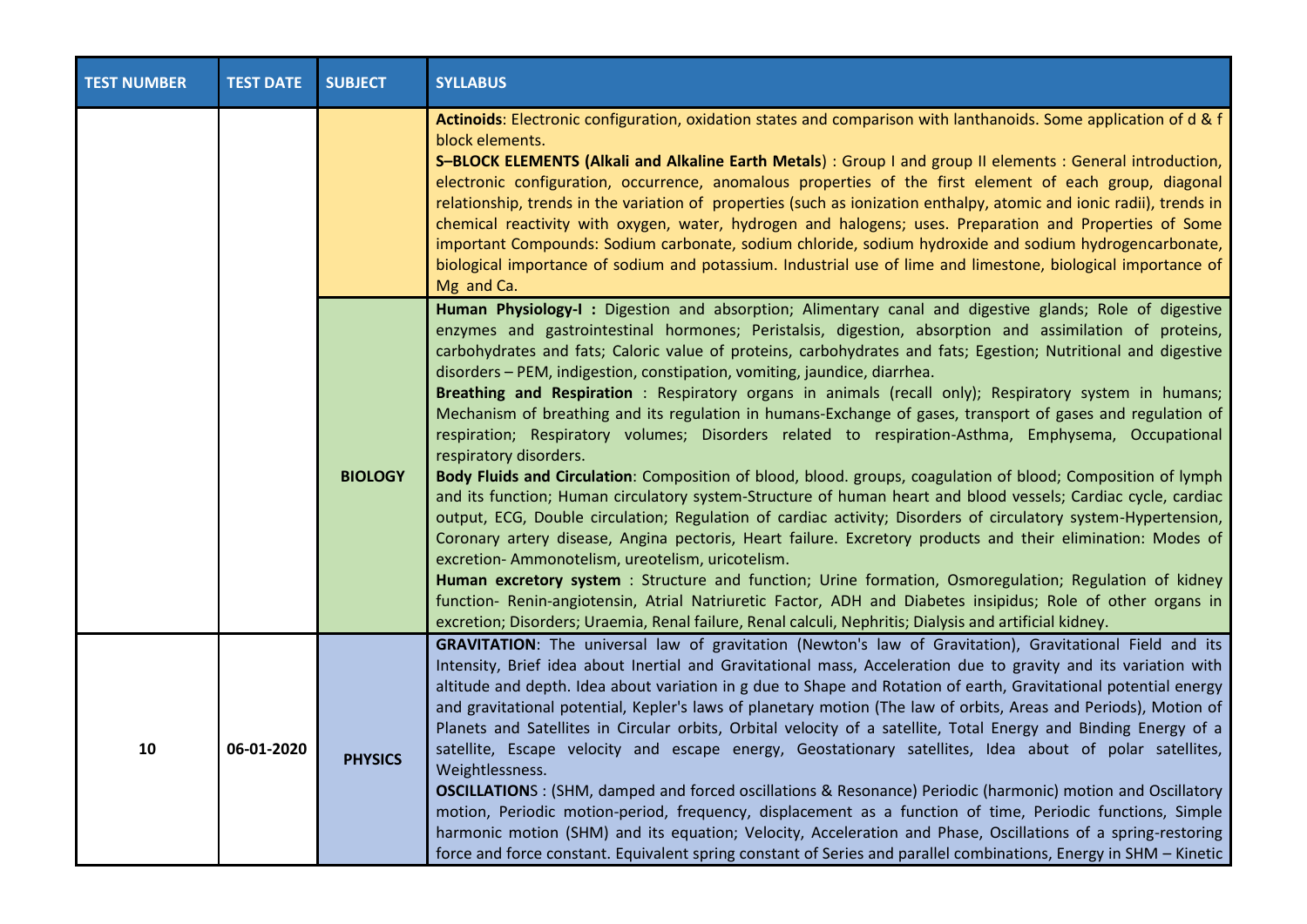| TEST NUMBER | TEST DATE | SUBJECT | SYLLABUS |
|---|---|---|---|
| | | | **Actinoids**: Electronic configuration, oxidation states and comparison with lanthanoids. Some application of d & f block elements. **S–BLOCK ELEMENTS (Alkali and Alkaline Earth Metals**) : Group I and group II elements : General introduction, electronic configuration, occurrence, anomalous properties of the first element of each group, diagonal relationship, trends in the variation of properties (such as ionization enthalpy, atomic and ionic radii), trends in chemical reactivity with oxygen, water, hydrogen and halogens; uses. Preparation and Properties of Some important Compounds: Sodium carbonate, sodium chloride, sodium hydroxide and sodium hydrogencarbonate, biological importance of sodium and potassium. Industrial use of lime and limestone, biological importance of Mg and Ca. |
| | | BIOLOGY | **Human Physiology-I :** Digestion and absorption; Alimentary canal and digestive glands; Role of digestive enzymes and gastrointestinal hormones; Peristalsis, digestion, absorption and assimilation of proteins, carbohydrates and fats; Caloric value of proteins, carbohydrates and fats; Egestion; Nutritional and digestive disorders – PEM, indigestion, constipation, vomiting, jaundice, diarrhea. **Breathing and Respiration** : Respiratory organs in animals (recall only); Respiratory system in humans; Mechanism of breathing and its regulation in humans-Exchange of gases, transport of gases and regulation of respiration; Respiratory volumes; Disorders related to respiration-Asthma, Emphysema, Occupational respiratory disorders. **Body Fluids and Circulation**: Composition of blood, blood. groups, coagulation of blood; Composition of lymph and its function; Human circulatory system-Structure of human heart and blood vessels; Cardiac cycle, cardiac output, ECG, Double circulation; Regulation of cardiac activity; Disorders of circulatory system-Hypertension, Coronary artery disease, Angina pectoris, Heart failure. Excretory products and their elimination: Modes of excretion- Ammonotelism, ureotelism, uricotelism. **Human excretory system** : Structure and function; Urine formation, Osmoregulation; Regulation of kidney function- Renin-angiotensin, Atrial Natriuretic Factor, ADH and Diabetes insipidus; Role of other organs in excretion; Disorders; Uraemia, Renal failure, Renal calculi, Nephritis; Dialysis and artificial kidney. |
| 10 | 06-01-2020 | PHYSICS | **GRAVITATION**: The universal law of gravitation (Newton's law of Gravitation), Gravitational Field and its Intensity, Brief idea about Inertial and Gravitational mass, Acceleration due to gravity and its variation with altitude and depth. Idea about variation in g due to Shape and Rotation of earth, Gravitational potential energy and gravitational potential, Kepler's laws of planetary motion (The law of orbits, Areas and Periods), Motion of Planets and Satellites in Circular orbits, Orbital velocity of a satellite, Total Energy and Binding Energy of a satellite, Escape velocity and escape energy, Geostationary satellites, Idea about of polar satellites, Weightlessness. **OSCILLATION**S : (SHM, damped and forced oscillations & Resonance) Periodic (harmonic) motion and Oscillatory motion, Periodic motion-period, frequency, displacement as a function of time, Periodic functions, Simple harmonic motion (SHM) and its equation; Velocity, Acceleration and Phase, Oscillations of a spring-restoring force and force constant. Equivalent spring constant of Series and parallel combinations, Energy in SHM – Kinetic |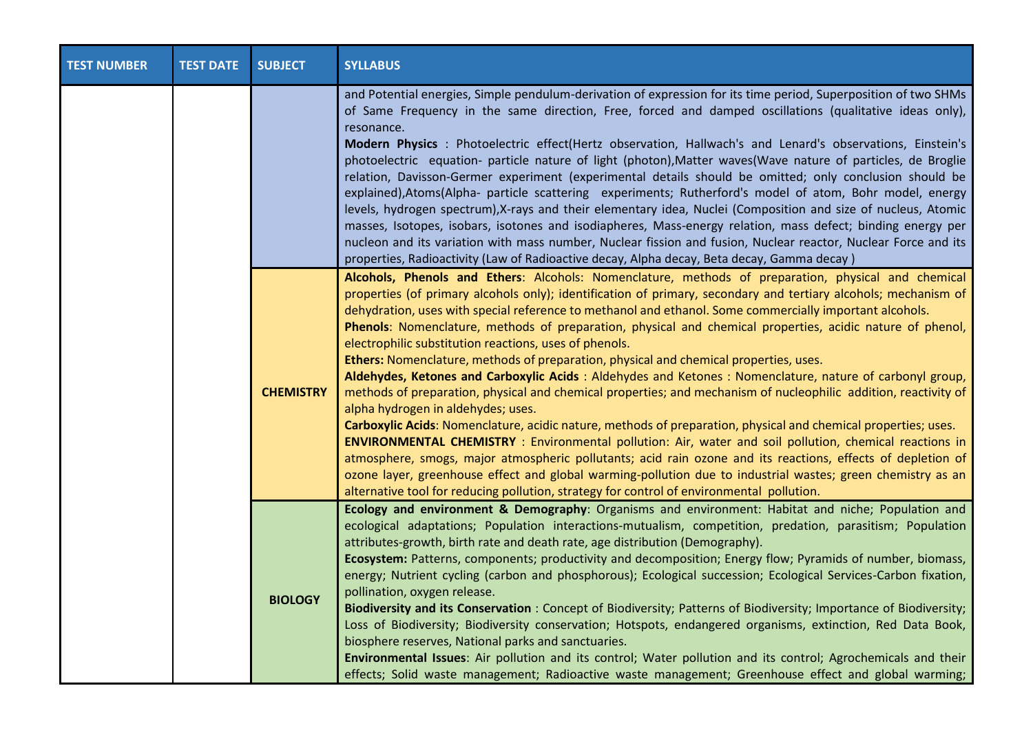| TEST NUMBER | TEST DATE | SUBJECT | SYLLABUS |
|---|---|---|---|
| | | | and Potential energies, Simple pendulum-derivation of expression for its time period, Superposition of two SHMs of Same Frequency in the same direction, Free, forced and damped oscillations (qualitative ideas only), resonance.<br>**Modern Physics** : Photoelectric effect(Hertz observation, Hallwach's and Lenard's observations, Einstein's photoelectric equation- particle nature of light (photon),Matter waves(Wave nature of particles, de Broglie relation, Davisson-Germer experiment (experimental details should be omitted; only conclusion should be explained),Atoms(Alpha- particle scattering experiments; Rutherford's model of atom, Bohr model, energy levels, hydrogen spectrum),X-rays and their elementary idea, Nuclei (Composition and size of nucleus, Atomic masses, Isotopes, isobars, isotones and isodiapheres, Mass-energy relation, mass defect; binding energy per nucleon and its variation with mass number, Nuclear fission and fusion, Nuclear reactor, Nuclear Force and its properties, Radioactivity (Law of Radioactive decay, Alpha decay, Beta decay, Gamma decay ) |
| | | **CHEMISTRY** | **Alcohols, Phenols and Ethers**: Alcohols: Nomenclature, methods of preparation, physical and chemical properties (of primary alcohols only); identification of primary, secondary and tertiary alcohols; mechanism of dehydration, uses with special reference to methanol and ethanol. Some commercially important alcohols.<br>**Phenols**: Nomenclature, methods of preparation, physical and chemical properties, acidic nature of phenol, electrophilic substitution reactions, uses of phenols.<br>**Ethers:** Nomenclature, methods of preparation, physical and chemical properties, uses.<br>**Aldehydes, Ketones and Carboxylic Acids** : Aldehydes and Ketones : Nomenclature, nature of carbonyl group, methods of preparation, physical and chemical properties; and mechanism of nucleophilic addition, reactivity of alpha hydrogen in aldehydes; uses.<br>**Carboxylic Acids**: Nomenclature, acidic nature, methods of preparation, physical and chemical properties; uses.<br>**ENVIRONMENTAL CHEMISTRY** : Environmental pollution: Air, water and soil pollution, chemical reactions in atmosphere, smogs, major atmospheric pollutants; acid rain ozone and its reactions, effects of depletion of ozone layer, greenhouse effect and global warming-pollution due to industrial wastes; green chemistry as an alternative tool for reducing pollution, strategy for control of environmental pollution. |
| | | **BIOLOGY** | **Ecology and environment & Demography**: Organisms and environment: Habitat and niche; Population and ecological adaptations; Population interactions-mutualism, competition, predation, parasitism; Population attributes-growth, birth rate and death rate, age distribution (Demography).<br>**Ecosystem:** Patterns, components; productivity and decomposition; Energy flow; Pyramids of number, biomass, energy; Nutrient cycling (carbon and phosphorous); Ecological succession; Ecological Services-Carbon fixation, pollination, oxygen release.<br>**Biodiversity and its Conservation** : Concept of Biodiversity; Patterns of Biodiversity; Importance of Biodiversity; Loss of Biodiversity; Biodiversity conservation; Hotspots, endangered organisms, extinction, Red Data Book, biosphere reserves, National parks and sanctuaries.<br>**Environmental Issues**: Air pollution and its control; Water pollution and its control; Agrochemicals and their effects; Solid waste management; Radioactive waste management; Greenhouse effect and global warming; |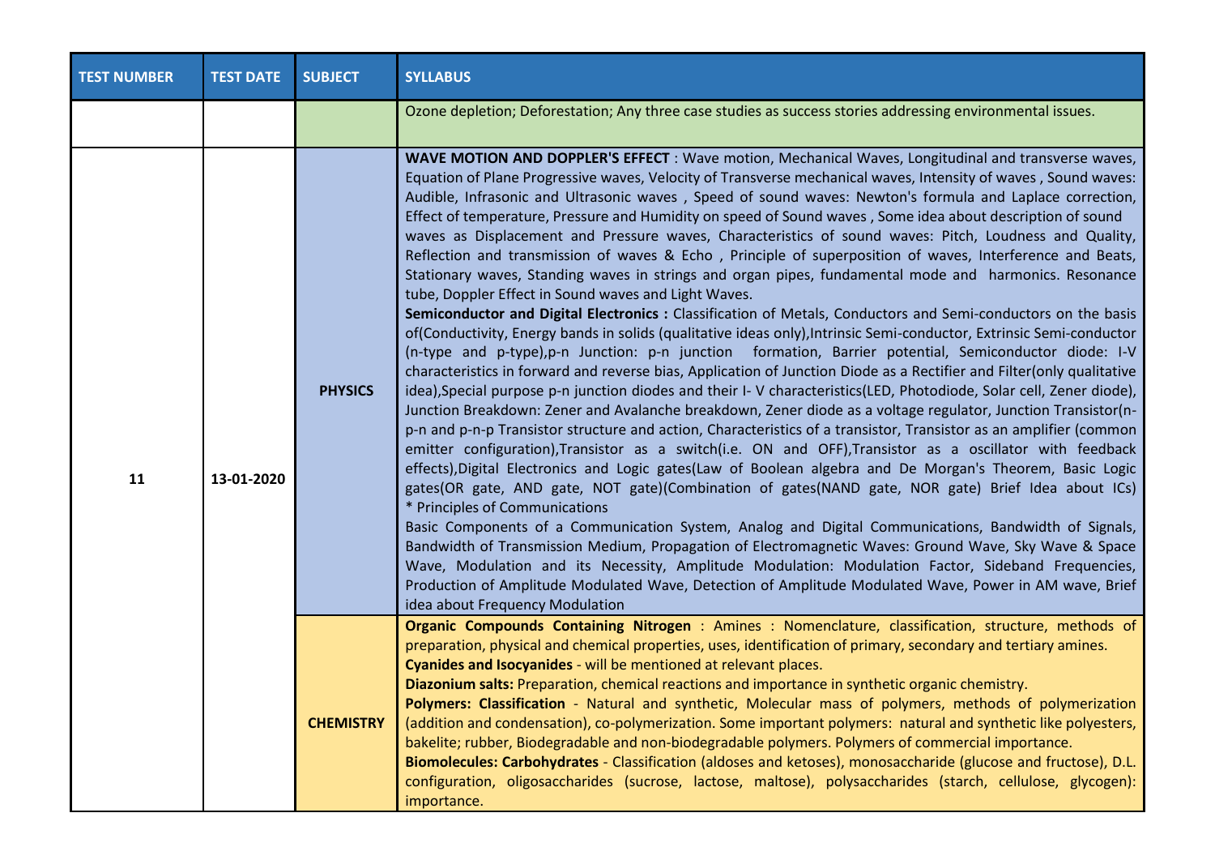| TEST NUMBER | TEST DATE | SUBJECT | SYLLABUS |
|---|---|---|---|
| | | | Ozone depletion; Deforestation; Any three case studies as success stories addressing environmental issues. |
| 11 | 13-01-2020 | PHYSICS | **WAVE MOTION AND DOPPLER'S EFFECT** : Wave motion, Mechanical Waves, Longitudinal and transverse waves, Equation of Plane Progressive waves, Velocity of Transverse mechanical waves, Intensity of waves , Sound waves: Audible, Infrasonic and Ultrasonic waves , Speed of sound waves: Newton's formula and Laplace correction, Effect of temperature, Pressure and Humidity on speed of Sound waves , Some idea about description of sound waves as Displacement and Pressure waves, Characteristics of sound waves: Pitch, Loudness and Quality, Reflection and transmission of waves & Echo , Principle of superposition of waves, Interference and Beats, Stationary waves, Standing waves in strings and organ pipes, fundamental mode and harmonics. Resonance tube, Doppler Effect in Sound waves and Light Waves. **Semiconductor and Digital Electronics :** Classification of Metals, Conductors and Semi-conductors on the basis of(Conductivity, Energy bands in solids (qualitative ideas only),Intrinsic Semi-conductor, Extrinsic Semi-conductor (n-type and p-type),p-n Junction: p-n junction formation, Barrier potential, Semiconductor diode: I-V characteristics in forward and reverse bias, Application of Junction Diode as a Rectifier and Filter(only qualitative idea),Special purpose p-n junction diodes and their I- V characteristics(LED, Photodiode, Solar cell, Zener diode), Junction Breakdown: Zener and Avalanche breakdown, Zener diode as a voltage regulator, Junction Transistor(n-p-n and p-n-p Transistor structure and action, Characteristics of a transistor, Transistor as an amplifier (common emitter configuration),Transistor as a switch(i.e. ON and OFF),Transistor as a oscillator with feedback effects),Digital Electronics and Logic gates(Law of Boolean algebra and De Morgan's Theorem, Basic Logic gates(OR gate, AND gate, NOT gate)(Combination of gates(NAND gate, NOR gate) Brief Idea about ICs) * Principles of Communications Basic Components of a Communication System, Analog and Digital Communications, Bandwidth of Signals, Bandwidth of Transmission Medium, Propagation of Electromagnetic Waves: Ground Wave, Sky Wave & Space Wave, Modulation and its Necessity, Amplitude Modulation: Modulation Factor, Sideband Frequencies, Production of Amplitude Modulated Wave, Detection of Amplitude Modulated Wave, Power in AM wave, Brief idea about Frequency Modulation |
| | | CHEMISTRY | **Organic Compounds Containing Nitrogen** : Amines : Nomenclature, classification, structure, methods of preparation, physical and chemical properties, uses, identification of primary, secondary and tertiary amines. **Cyanides and Isocyanides** - will be mentioned at relevant places. **Diazonium salts:** Preparation, chemical reactions and importance in synthetic organic chemistry. **Polymers: Classification** - Natural and synthetic, Molecular mass of polymers, methods of polymerization (addition and condensation), co-polymerization. Some important polymers: natural and synthetic like polyesters, bakelite; rubber, Biodegradable and non-biodegradable polymers. Polymers of commercial importance. **Biomolecules: Carbohydrates** - Classification (aldoses and ketoses), monosaccharide (glucose and fructose), D.L. configuration, oligosaccharides (sucrose, lactose, maltose), polysaccharides (starch, cellulose, glycogen): importance. |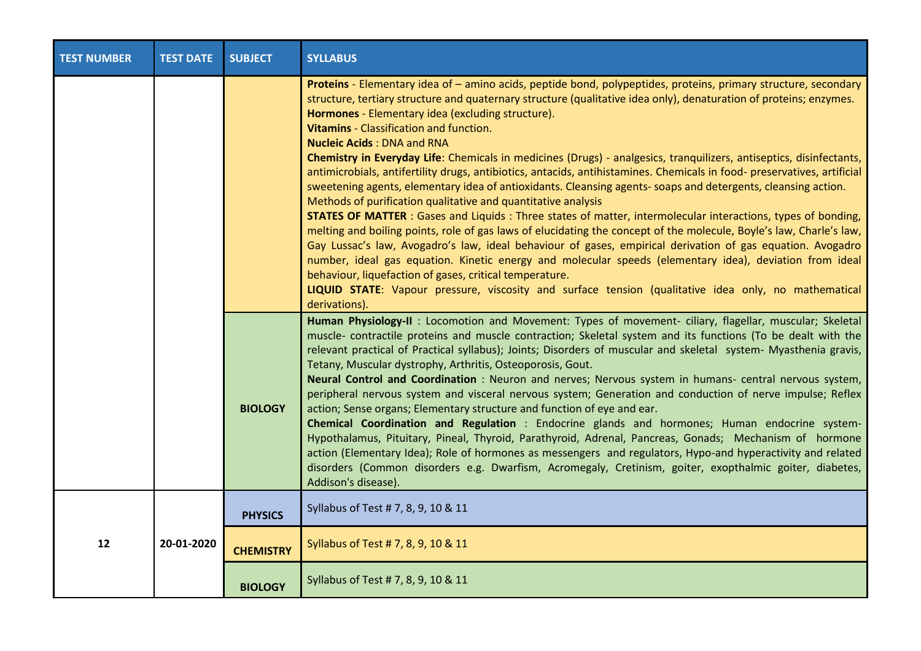| TEST NUMBER | TEST DATE | SUBJECT | SYLLABUS |
|---|---|---|---|
| | | | **Proteins** - Elementary idea of – amino acids, peptide bond, polypeptides, proteins, primary structure, secondary structure, tertiary structure and quaternary structure (qualitative idea only), denaturation of proteins; enzymes. **Hormones** - Elementary idea (excluding structure). **Vitamins** - Classification and function. **Nucleic Acids** : DNA and RNA **Chemistry in Everyday Life**: Chemicals in medicines (Drugs) - analgesics, tranquilizers, antiseptics, disinfectants, antimicrobials, antifertility drugs, antibiotics, antacids, antihistamines. Chemicals in food- preservatives, artificial sweetening agents, elementary idea of antioxidants. Cleansing agents- soaps and detergents, cleansing action. Methods of purification qualitative and quantitative analysis **STATES OF MATTER** : Gases and Liquids : Three states of matter, intermolecular interactions, types of bonding, melting and boiling points, role of gas laws of elucidating the concept of the molecule, Boyle's law, Charle's law, Gay Lussac's law, Avogadro's law, ideal behaviour of gases, empirical derivation of gas equation. Avogadro number, ideal gas equation. Kinetic energy and molecular speeds (elementary idea), deviation from ideal behaviour, liquefaction of gases, critical temperature. **LIQUID STATE**: Vapour pressure, viscosity and surface tension (qualitative idea only, no mathematical derivations). |
| | | **BIOLOGY** | **Human Physiology-II** : Locomotion and Movement: Types of movement- ciliary, flagellar, muscular; Skeletal muscle- contractile proteins and muscle contraction; Skeletal system and its functions (To be dealt with the relevant practical of Practical syllabus); Joints; Disorders of muscular and skeletal system- Myasthenia gravis, Tetany, Muscular dystrophy, Arthritis, Osteoporosis, Gout. **Neural Control and Coordination** : Neuron and nerves; Nervous system in humans- central nervous system, peripheral nervous system and visceral nervous system; Generation and conduction of nerve impulse; Reflex action; Sense organs; Elementary structure and function of eye and ear. **Chemical Coordination and Regulation** : Endocrine glands and hormones; Human endocrine system- Hypothalamus, Pituitary, Pineal, Thyroid, Parathyroid, Adrenal, Pancreas, Gonads; Mechanism of hormone action (Elementary Idea); Role of hormones as messengers and regulators, Hypo-and hyperactivity and related disorders (Common disorders e.g. Dwarfism, Acromegaly, Cretinism, goiter, exopthalmic goiter, diabetes, Addison's disease). |
| **12** | **20-01-2020** | **PHYSICS** | Syllabus of Test # 7, 8, 9, 10 & 11 |
| | | **CHEMISTRY** | Syllabus of Test # 7, 8, 9, 10 & 11 |
| | | **BIOLOGY** | Syllabus of Test # 7, 8, 9, 10 & 11 |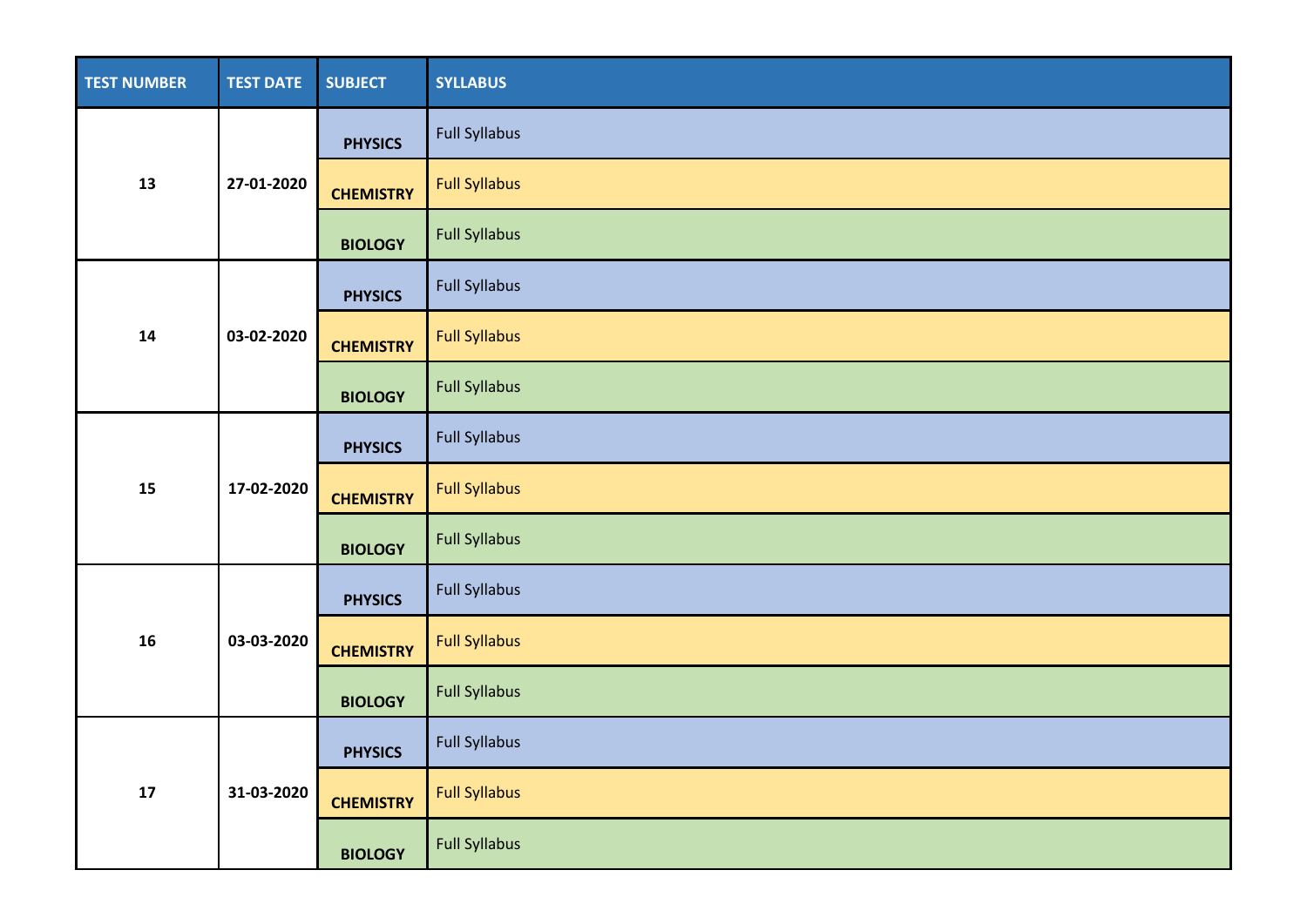| TEST NUMBER | TEST DATE | SUBJECT | SYLLABUS |
|---|---|---|---|
| 13 | 27-01-2020 | **PHYSICS** | Full Syllabus |
| | | **CHEMISTRY** | Full Syllabus |
| | | **BIOLOGY** | Full Syllabus |
| 14 | 03-02-2020 | **PHYSICS** | Full Syllabus |
| | | **CHEMISTRY** | Full Syllabus |
| | | **BIOLOGY** | Full Syllabus |
| 15 | 17-02-2020 | **PHYSICS** | Full Syllabus |
| | | **CHEMISTRY** | Full Syllabus |
| | | **BIOLOGY** | Full Syllabus |
| 16 | 03-03-2020 | **PHYSICS** | Full Syllabus |
| | | **CHEMISTRY** | Full Syllabus |
| | | **BIOLOGY** | Full Syllabus |
| 17 | 31-03-2020 | **PHYSICS** | Full Syllabus |
| | | **CHEMISTRY** | Full Syllabus |
| | | **BIOLOGY** | Full Syllabus |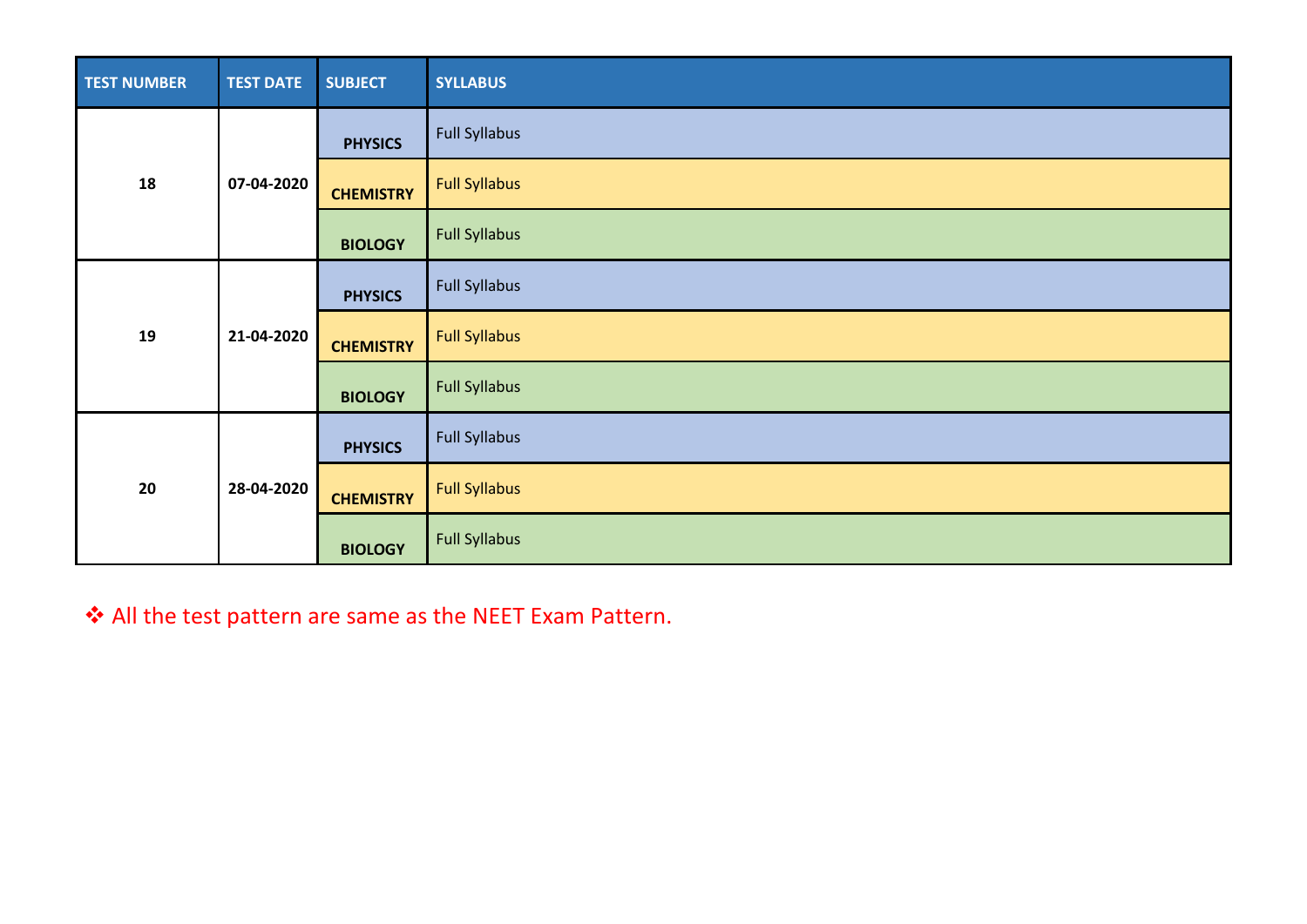| TEST NUMBER | TEST DATE | SUBJECT | SYLLABUS |
|---|---|---|---|
| 18 | 07-04-2020 | PHYSICS | Full Syllabus |
| | | CHEMISTRY | Full Syllabus |
| | | BIOLOGY | Full Syllabus |
| 19 | 21-04-2020 | PHYSICS | Full Syllabus |
| | | CHEMISTRY | Full Syllabus |
| | | BIOLOGY | Full Syllabus |
| 20 | 28-04-2020 | PHYSICS | Full Syllabus |
| | | CHEMISTRY | Full Syllabus |
| | | BIOLOGY | Full Syllabus |

❖ All the test pattern are same as the NEET Exam Pattern.